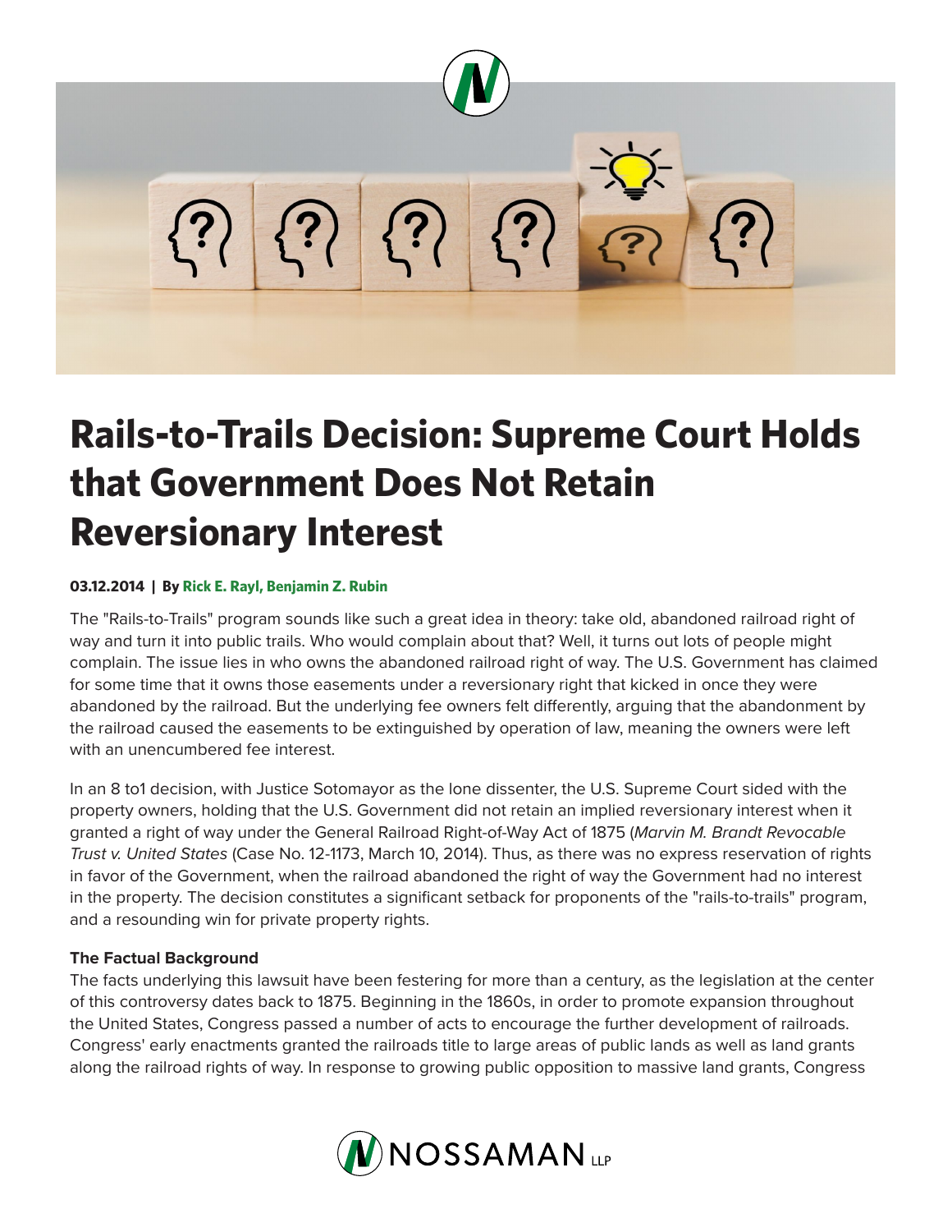# Rails-to-Trails Decision: Supreme Court Holds that Government Does Not Retain Reversionary Interest

**03.12.2014 | By Rick E. Rayl, Benjamin Z. Rubin**

The "Rails-to-Trails" program sounds like such a great idea in theory: take old, abandoned railroad right of way and turn it into public trails. Who would complain about that? Well, it turns out lots of people might complain. The issue lies in who owns the abandoned railroad right of way. The U.S. Government has claimed for some time that it owns those easements under a reversionary right that kicked in once they were abandoned by the railroad. But the underlying fee owners felt differently, arguing that the abandonment by the railroad caused the easements to be extinguished by operation of law, meaning the owners were left with an unencumbered fee interest.

In an 8 to1 decision, with Justice Sotomayor as the lone dissenter, the U.S. Supreme Court sided with the property owners, holding that the U.S. Government did not retain an implied reversionary interest when it granted a right of way under the General Railroad Right-of-Way Act of 1875 (*Marvin M. Brandt Revocable Trust v. United States* (Case No. 12-1173, March 10, 2014). Thus, as there was no express reservation of rights in favor of the Government, when the railroad abandoned the right of way the Government had no interest in the property. The decision constitutes a significant setback for proponents of the "rails-to-trails" program, and a resounding win for private property rights.

**The Factual Background**

The facts underlying this lawsuit have been festering for more than a century, as the legislation at the center of this controversy dates back to 1875. Beginning in the 1860s, in order to promote expansion throughout the United States, Congress passed a number of acts to encourage the further development of railroads. Congress' early enactments granted the railroads title to large areas of public lands as well as land grants along the railroad rights of way. In response to growing public opposition to massive land grants, Congress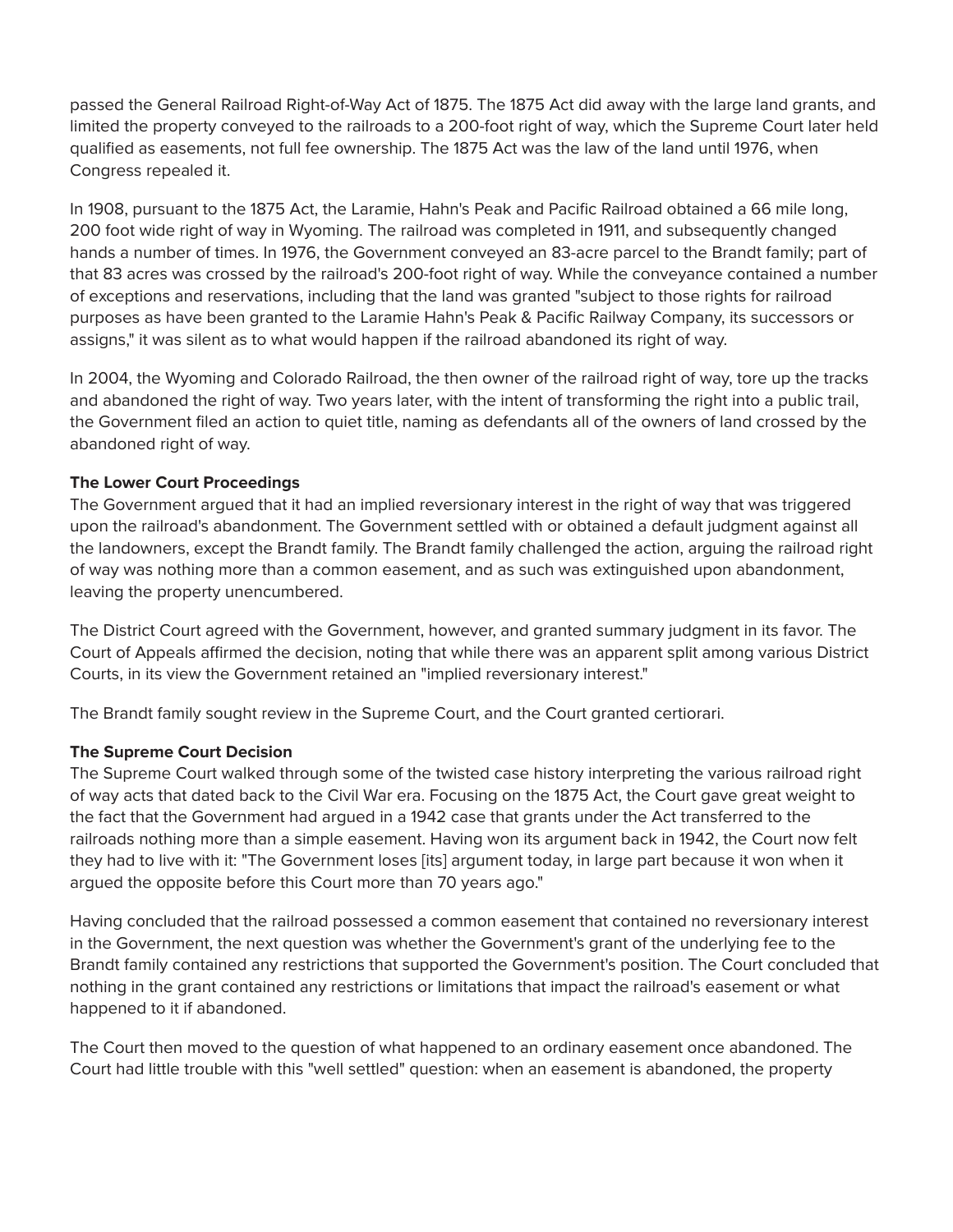passed the General Railroad Right-of-Way Act of 1875. The 1875 Act did away with the large land grants, and limited the property conveyed to the railroads to a 200-foot right of way, which the Supreme Court later held qualified as easements, not full fee ownership. The 1875 Act was the law of the land until 1976, when Congress repealed it.

In 1908, pursuant to the 1875 Act, the Laramie, Hahn's Peak and Pacific Railroad obtained a 66 mile long, 200 foot wide right of way in Wyoming. The railroad was completed in 1911, and subsequently changed hands a number of times. In 1976, the Government conveyed an 83-acre parcel to the Brandt family; part of that 83 acres was crossed by the railroad's 200-foot right of way. While the conveyance contained a number of exceptions and reservations, including that the land was granted "subject to those rights for railroad purposes as have been granted to the Laramie Hahn's Peak & Pacific Railway Company, its successors or assigns," it was silent as to what would happen if the railroad abandoned its right of way.

In 2004, the Wyoming and Colorado Railroad, the then owner of the railroad right of way, tore up the tracks and abandoned the right of way. Two years later, with the intent of transforming the right into a public trail, the Government filed an action to quiet title, naming as defendants all of the owners of land crossed by the abandoned right of way.

**The Lower Court Proceedings**
The Government argued that it had an implied reversionary interest in the right of way that was triggered upon the railroad's abandonment. The Government settled with or obtained a default judgment against all the landowners, except the Brandt family. The Brandt family challenged the action, arguing the railroad right of way was nothing more than a common easement, and as such was extinguished upon abandonment, leaving the property unencumbered.

The District Court agreed with the Government, however, and granted summary judgment in its favor. The Court of Appeals affirmed the decision, noting that while there was an apparent split among various District Courts, in its view the Government retained an "implied reversionary interest."

The Brandt family sought review in the Supreme Court, and the Court granted certiorari.

**The Supreme Court Decision**
The Supreme Court walked through some of the twisted case history interpreting the various railroad right of way acts that dated back to the Civil War era. Focusing on the 1875 Act, the Court gave great weight to the fact that the Government had argued in a 1942 case that grants under the Act transferred to the railroads nothing more than a simple easement. Having won its argument back in 1942, the Court now felt they had to live with it: "The Government loses [its] argument today, in large part because it won when it argued the opposite before this Court more than 70 years ago."

Having concluded that the railroad possessed a common easement that contained no reversionary interest in the Government, the next question was whether the Government's grant of the underlying fee to the Brandt family contained any restrictions that supported the Government's position. The Court concluded that nothing in the grant contained any restrictions or limitations that impact the railroad's easement or what happened to it if abandoned.

The Court then moved to the question of what happened to an ordinary easement once abandoned. The Court had little trouble with this "well settled" question: when an easement is abandoned, the property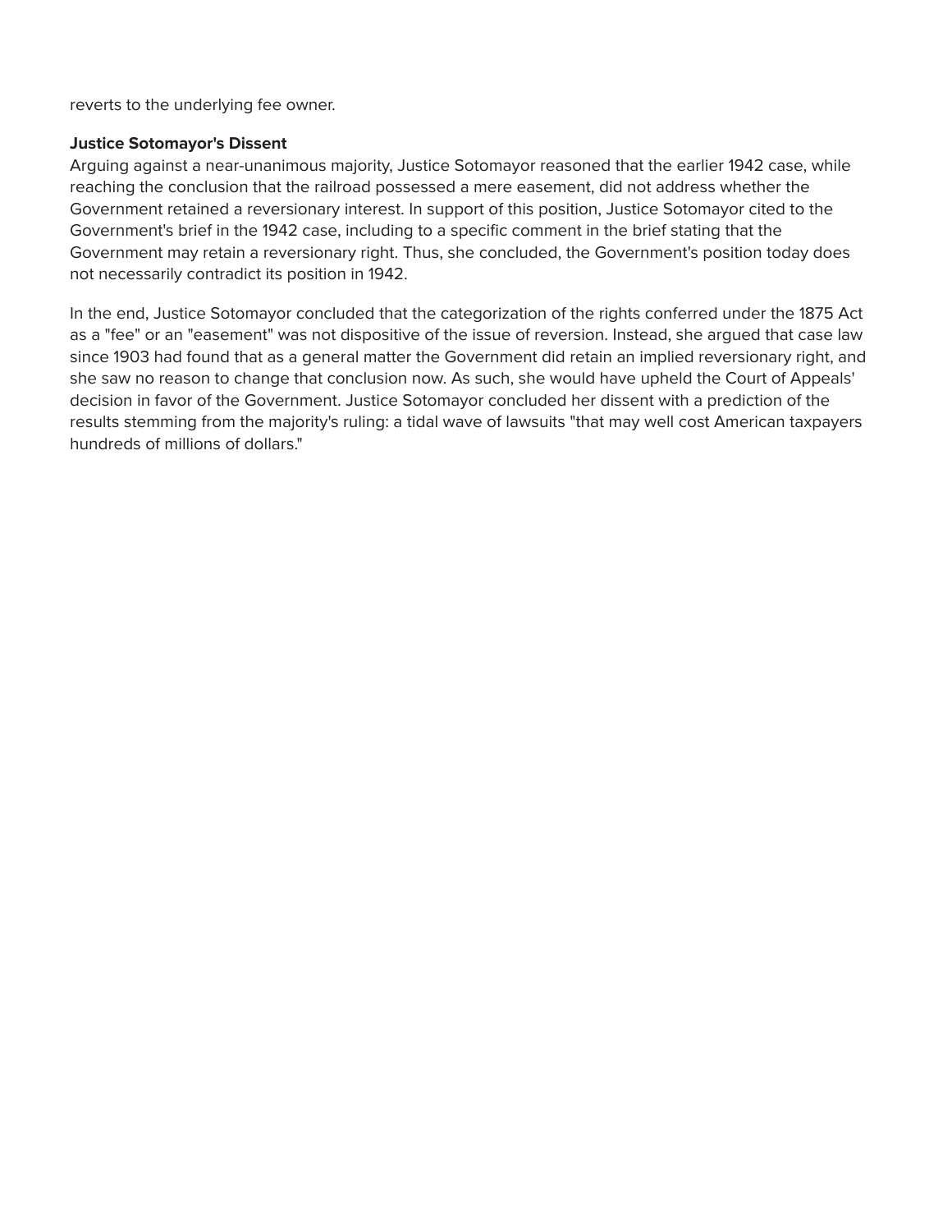reverts to the underlying fee owner.

**Justice Sotomayor's Dissent**

Arguing against a near-unanimous majority, Justice Sotomayor reasoned that the earlier 1942 case, while reaching the conclusion that the railroad possessed a mere easement, did not address whether the Government retained a reversionary interest. In support of this position, Justice Sotomayor cited to the Government's brief in the 1942 case, including to a specific comment in the brief stating that the Government may retain a reversionary right. Thus, she concluded, the Government's position today does not necessarily contradict its position in 1942.

In the end, Justice Sotomayor concluded that the categorization of the rights conferred under the 1875 Act as a "fee" or an "easement" was not dispositive of the issue of reversion. Instead, she argued that case law since 1903 had found that as a general matter the Government did retain an implied reversionary right, and she saw no reason to change that conclusion now. As such, she would have upheld the Court of Appeals' decision in favor of the Government. Justice Sotomayor concluded her dissent with a prediction of the results stemming from the majority's ruling: a tidal wave of lawsuits "that may well cost American taxpayers hundreds of millions of dollars."